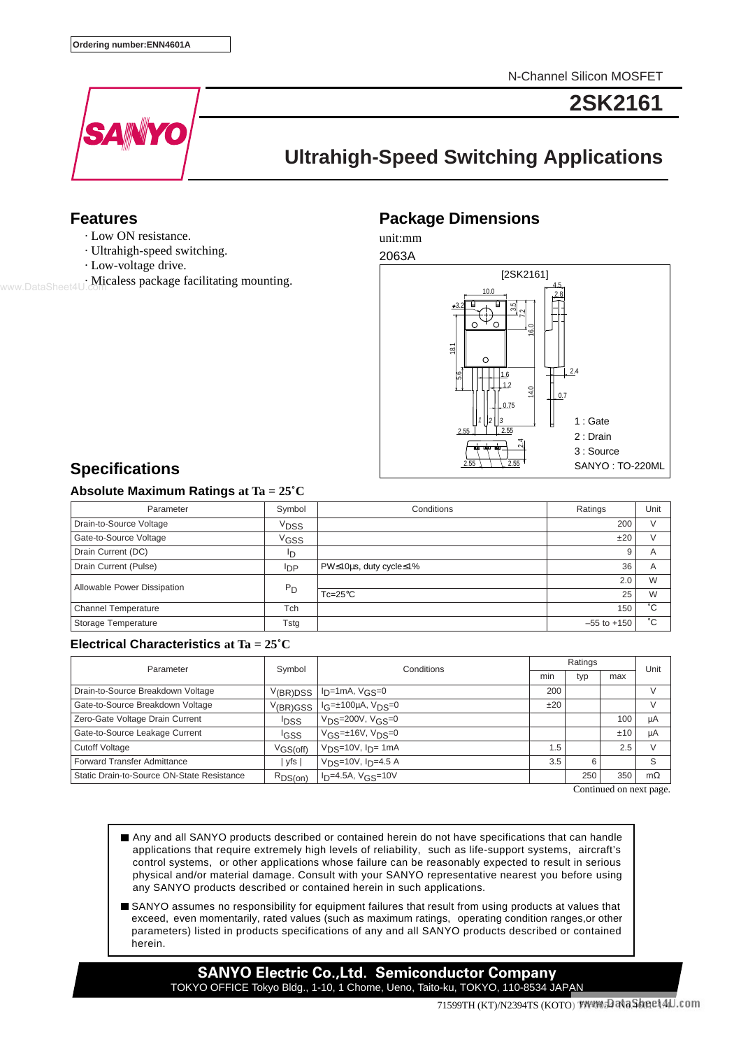Ordering number:ENN4601A

N-Channel Silicon MOSFET

# 2SK2161

## Ultrahigh-Speed Switching Applications

## Features

- Low ON resistance.
- Ultrahigh-speed switching.
- Low-voltage drive.
- Micaless package facilitating mounting.

## Package Dimensions

unit:mm

2063A

[2SK2161]

1 : Gate
2 : Drain
3 : Source
SANYO : TO-220ML

## Specifications

### Absolute Maximum Ratings at Ta = 25˚C

| Parameter | Symbol | Conditions | Ratings | Unit |
|---|---|---|---|---|
| Drain-to-Source Voltage | $V_{DSS}$ | | 200 | V |
| Gate-to-Source Voltage | $V_{GSS}$ | | ±20 | V |
| Drain Current (DC) | $I_D$ | | 9 | A |
| Drain Current (Pulse) | $I_{DP}$ | PW≤10µs, duty cycle≤1% | 36 | A |
| Allowable Power Dissipation | $P_D$ | | 2.0 | W |
| | | Tc=25˚C | 25 | W |
| Channel Temperature | Tch | | 150 | ˚C |
| Storage Temperature | Tstg | | –55 to +150 | ˚C |

### Electrical Characteristics at Ta = 25˚C

| Parameter | Symbol | Conditions | Ratings | | | Unit |
|---|---|---|---|---|---|---|
| | | | min | typ | max | |
| Drain-to-Source Breakdown Voltage | $V_{(BR)DSS}$ | $I_D$=1mA, $V_{GS}$=0 | 200 | | | V |
| Gate-to-Source Breakdown Voltage | $V_{(BR)GSS}$ | $I_G$=±100µA, $V_{DS}$=0 | ±20 | | | V |
| Zero-Gate Voltage Drain Current | $I_{DSS}$ | $V_{DS}$=200V, $V_{GS}$=0 | | | 100 | µA |
| Gate-to-Source Leakage Current | $I_{GSS}$ | $V_{GS}$=±16V, $V_{DS}$=0 | | | ±10 | µA |
| Cutoff Voltage | $V_{GS(off)}$ | $V_{DS}$=10V, $I_D$= 1mA | 1.5 | | 2.5 | V |
| Forward Transfer Admittance | \| yfs \| | $V_{DS}$=10V, $I_D$=4.5 A | 3.5 | 6 | | S |
| Static Drain-to-Source ON-State Resistance | $R_{DS(on)}$ | $I_D$=4.5A, $V_{GS}$=10V | | 250 | 350 | mΩ |

Continued on next page.

- Any and all SANYO products described or contained herein do not have specifications that can handle applications that require extremely high levels of reliability, such as life-support systems, aircraft's control systems, or other applications whose failure can be reasonably expected to result in serious physical and/or material damage. Consult with your SANYO representative nearest you before using any SANYO products described or contained herein in such applications.
- SANYO assumes no responsibility for equipment failures that result from using products at values that exceed, even momentarily, rated values (such as maximum ratings, operating condition ranges,or other parameters) listed in products specifications of any and all SANYO products described or contained herein.

**SANYO Electric Co.,Ltd. Semiconductor Company**
TOKYO OFFICE Tokyo Bldg., 1-10, 1 Chome, Ueno, Taito-ku, TOKYO, 110-8534 JAPAN

71599TH (KT)/N2394TS (KOTO)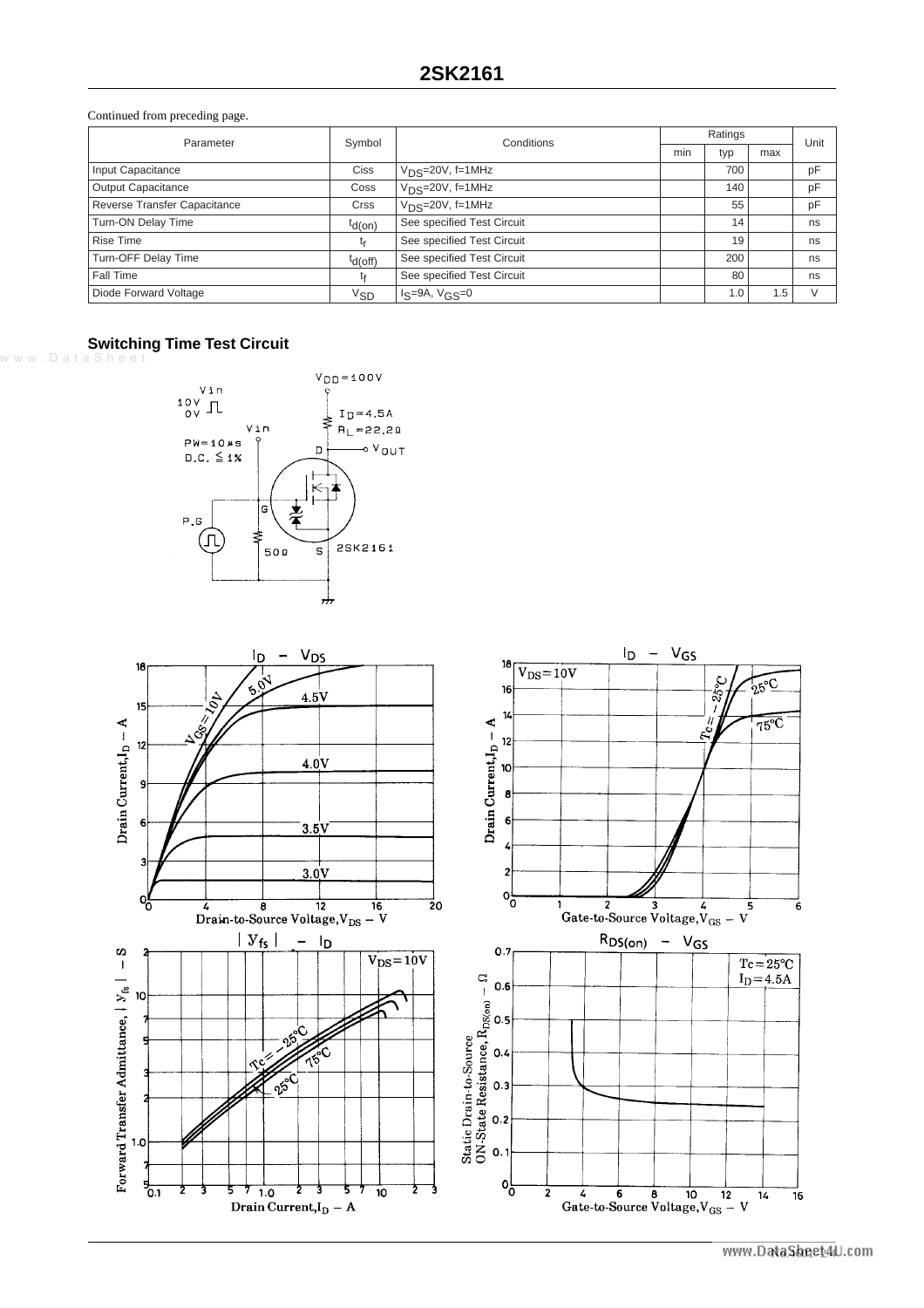Continued from preceding page.

| Parameter | Symbol | Conditions | Ratings | | | Unit |
|---|---|---|---|---|---|---|
| | | | min | typ | max | |
| Input Capacitance | Ciss | $V_{DS}$=20V, f=1MHz | | 700 | | pF |
| Output Capacitance | Coss | $V_{DS}$=20V, f=1MHz | | 140 | | pF |
| Reverse Transfer Capacitance | Crss | $V_{DS}$=20V, f=1MHz | | 55 | | pF |
| Turn-ON Delay Time | $t_{d(on)}$ | See specified Test Circuit | | 14 | | ns |
| Rise Time | $t_r$ | See specified Test Circuit | | 19 | | ns |
| Turn-OFF Delay Time | $t_{d(off)}$ | See specified Test Circuit | | 200 | | ns |
| Fall Time | $t_f$ | See specified Test Circuit | | 80 | | ns |
| Diode Forward Voltage | $V_{SD}$ | $I_S$=9A, $V_{GS}$=0 | | 1.0 | 1.5 | V |

## Switching Time Test Circuit

Vin 10V 0V, PW=10μs, D.C. ≤ 1%, P.G, 50Ω, $V_{DD}$=100V, $I_D$=4.5A, $R_L$=22.2Ω, D, G, S, $V_{OUT}$, 2SK2161

**$I_D$ – $V_{DS}$**

Drain Current, $I_D$ – A; Drain-to-Source Voltage, $V_{DS}$ – V; $V_{GS}$=10V, 5.0V, 4.5V, 4.0V, 3.5V, 3.0V

**$I_D$ – $V_{GS}$**

$V_{DS}$=10V; Tc=–25°C, 25°C, 75°C; Drain Current, $I_D$ – A; Gate-to-Source Voltage, $V_{GS}$ – V

**| $y_{fs}$ | – $I_D$**

$V_{DS}$=10V; Tc=–25°C, 25°C, 75°C; Forward Transfer Admittance, | $y_{fs}$ | – S; Drain Current, $I_D$ – A

**$R_{DS(on)}$ – $V_{GS}$**

Tc=25°C, $I_D$=4.5A; Static Drain-to-Source ON-State Resistance, $R_{DS(on)}$ – Ω; Gate-to-Source Voltage, $V_{GS}$ – V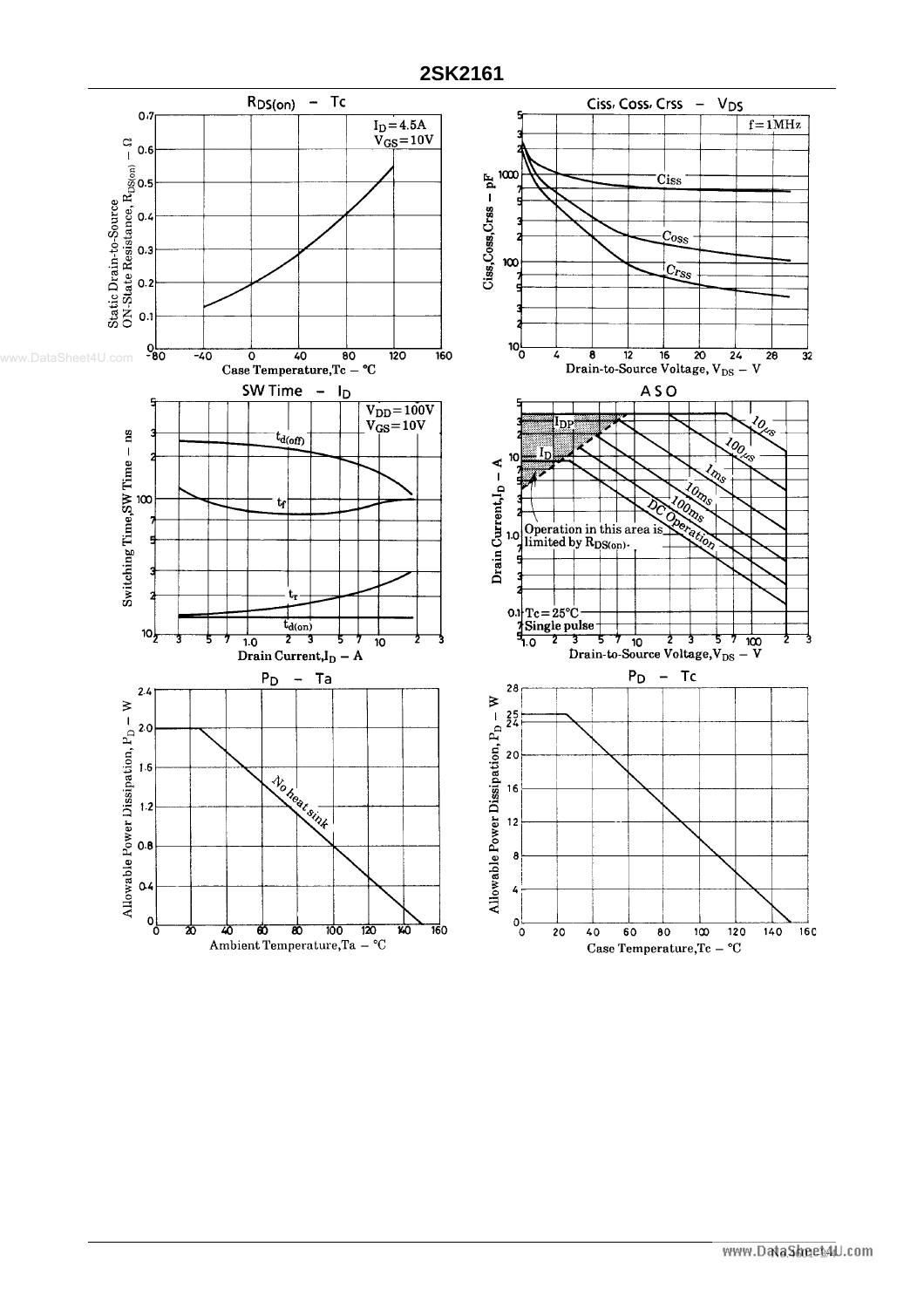## $R_{DS(on)}$ – Tc

$I_D = 4.5A$
$V_{GS} = 10V$

Static Drain-to-Source ON-State Resistance, $R_{DS(on)}$ – Ω

Case Temperature, Tc – °C

## Ciss, Coss, Crss – $V_{DS}$

f = 1MHz

Ciss

Coss

Crss

Ciss, Coss, Crss – pF

Drain-to-Source Voltage, $V_{DS}$ – V

## SW Time – $I_D$

$V_{DD} = 100V$
$V_{GS} = 10V$

$t_{d(off)}$

$t_f$

$t_r$

$t_{d(on)}$

Switching Time, SW Time – ns

Drain Current, $I_D$ – A

## ASO

$I_{DP}$

$I_D$

10μs

100μs

1ms

10ms

100ms

DC Operation

Operation in this area is limited by $R_{DS(on)}$.

Tc = 25°C
Single pulse

Drain Current, $I_D$ – A

Drain-to-Source Voltage, $V_{DS}$ – V

## $P_D$ – Ta

No heat sink

Allowable Power Dissipation, $P_D$ – W

Ambient Temperature, Ta – °C

## $P_D$ – Tc

Allowable Power Dissipation, $P_D$ – W

Case Temperature, Tc – °C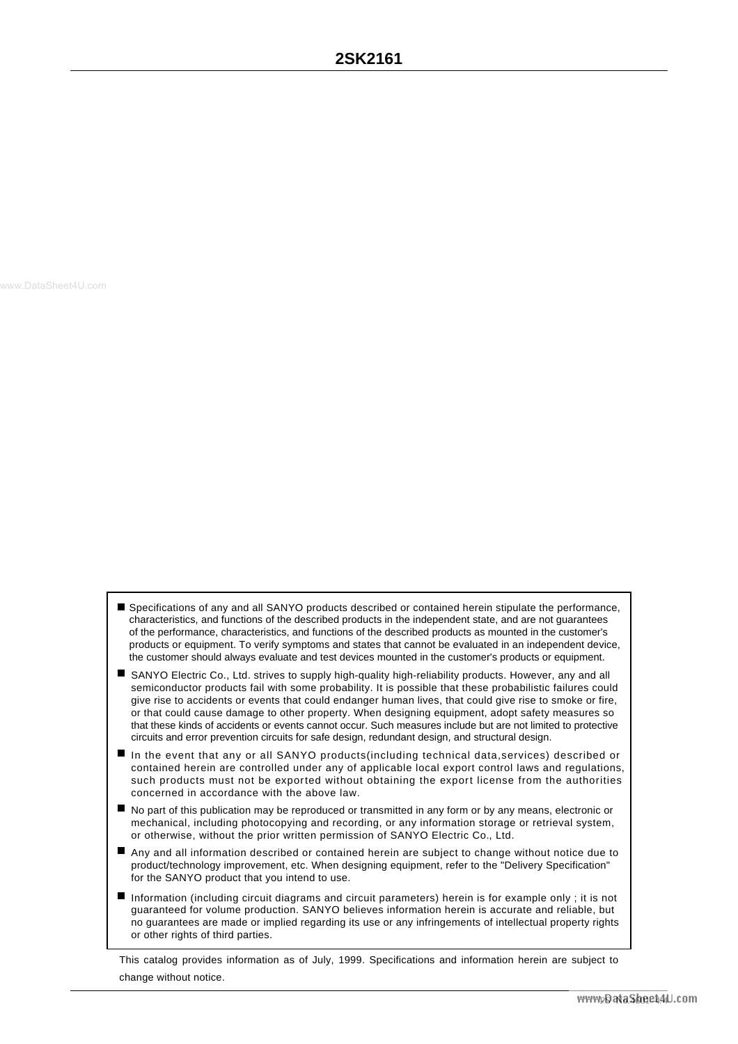- Specifications of any and all SANYO products described or contained herein stipulate the performance, characteristics, and functions of the described products in the independent state, and are not guarantees of the performance, characteristics, and functions of the described products as mounted in the customer's products or equipment. To verify symptoms and states that cannot be evaluated in an independent device, the customer should always evaluate and test devices mounted in the customer's products or equipment.
- SANYO Electric Co., Ltd. strives to supply high-quality high-reliability products. However, any and all semiconductor products fail with some probability. It is possible that these probabilistic failures could give rise to accidents or events that could endanger human lives, that could give rise to smoke or fire, or that could cause damage to other property. When designing equipment, adopt safety measures so that these kinds of accidents or events cannot occur. Such measures include but are not limited to protective circuits and error prevention circuits for safe design, redundant design, and structural design.
- In the event that any or all SANYO products(including technical data,services) described or contained herein are controlled under any of applicable local export control laws and regulations, such products must not be exported without obtaining the export license from the authorities concerned in accordance with the above law.
- No part of this publication may be reproduced or transmitted in any form or by any means, electronic or mechanical, including photocopying and recording, or any information storage or retrieval system, or otherwise, without the prior written permission of SANYO Electric Co., Ltd.
- Any and all information described or contained herein are subject to change without notice due to product/technology improvement, etc. When designing equipment, refer to the "Delivery Specification" for the SANYO product that you intend to use.
- Information (including circuit diagrams and circuit parameters) herein is for example only ; it is not guaranteed for volume production. SANYO believes information herein is accurate and reliable, but no guarantees are made or implied regarding its use or any infringements of intellectual property rights or other rights of third parties.

This catalog provides information as of July, 1999. Specifications and information herein are subject to change without notice.